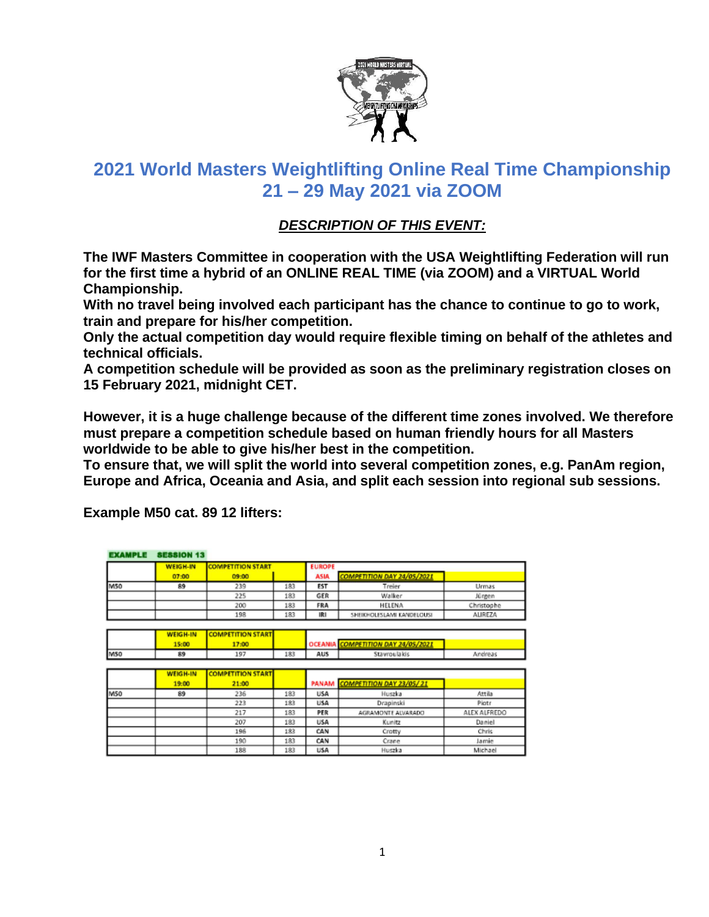# 2021 World Masters Weightlifting Online Real Time Championship
# 21 – 29 May 2021 via ZOOM

## ***DESCRIPTION OF THIS EVENT:***

**The IWF Masters Committee in cooperation with the USA Weightlifting Federation will run for the first time a hybrid of an ONLINE REAL TIME (via ZOOM) and a VIRTUAL World Championship.**
**With no travel being involved each participant has the chance to continue to go to work, train and prepare for his/her competition.**
**Only the actual competition day would require flexible timing on behalf of the athletes and technical officials.**
**A competition schedule will be provided as soon as the preliminary registration closes on 15 February 2021, midnight CET.**

**However, it is a huge challenge because of the different time zones involved. We therefore must prepare a competition schedule based on human friendly hours for all Masters worldwide to be able to give his/her best in the competition.**
**To ensure that, we will split the world into several competition zones, e.g. PanAm region, Europe and Africa, Oceania and Asia, and split each session into regional sub sessions.**

**Example M50 cat. 89 12 lifters:**

**EXAMPLE SESSION 13**

| | WEIGH-IN 07:00 | COMPETITION START 09:00 | | EUROPE ASIA | COMPETITION DAY 24/05/2021 | |
|---|---|---|---|---|---|---|
| M50 | 89 | 239 | 183 | EST | Treier | Urmas |
| | | 225 | 183 | GER | Walker | Jürgen |
| | | 200 | 183 | FRA | HELENA | Christophe |
| | | 198 | 183 | IRI | SHEIKHOLESLAMI KANDELOUSI | ALIREZA |

| | WEIGH-IN 15:00 | COMPETITION START 17:00 | | OCEANIA | COMPETITION DAY 24/05/2021 | |
|---|---|---|---|---|---|---|
| M50 | 89 | 197 | 183 | AUS | Stavroulakis | Andreas |

| | WEIGH-IN 19:00 | COMPETITION START 21:00 | | PANAM | COMPETITION DAY 23/05/21 | |
|---|---|---|---|---|---|---|
| M50 | 89 | 236 | 183 | USA | Huszka | Attila |
| | | 223 | 183 | USA | Drapinski | Piotr |
| | | 217 | 183 | PER | AGRAMONTE ALVARADO | ALEX ALFREDO |
| | | 207 | 183 | USA | Kunitz | Daniel |
| | | 196 | 183 | CAN | Crotty | Chris |
| | | 190 | 183 | CAN | Crane | Jamie |
| | | 188 | 183 | USA | Huszka | Michael |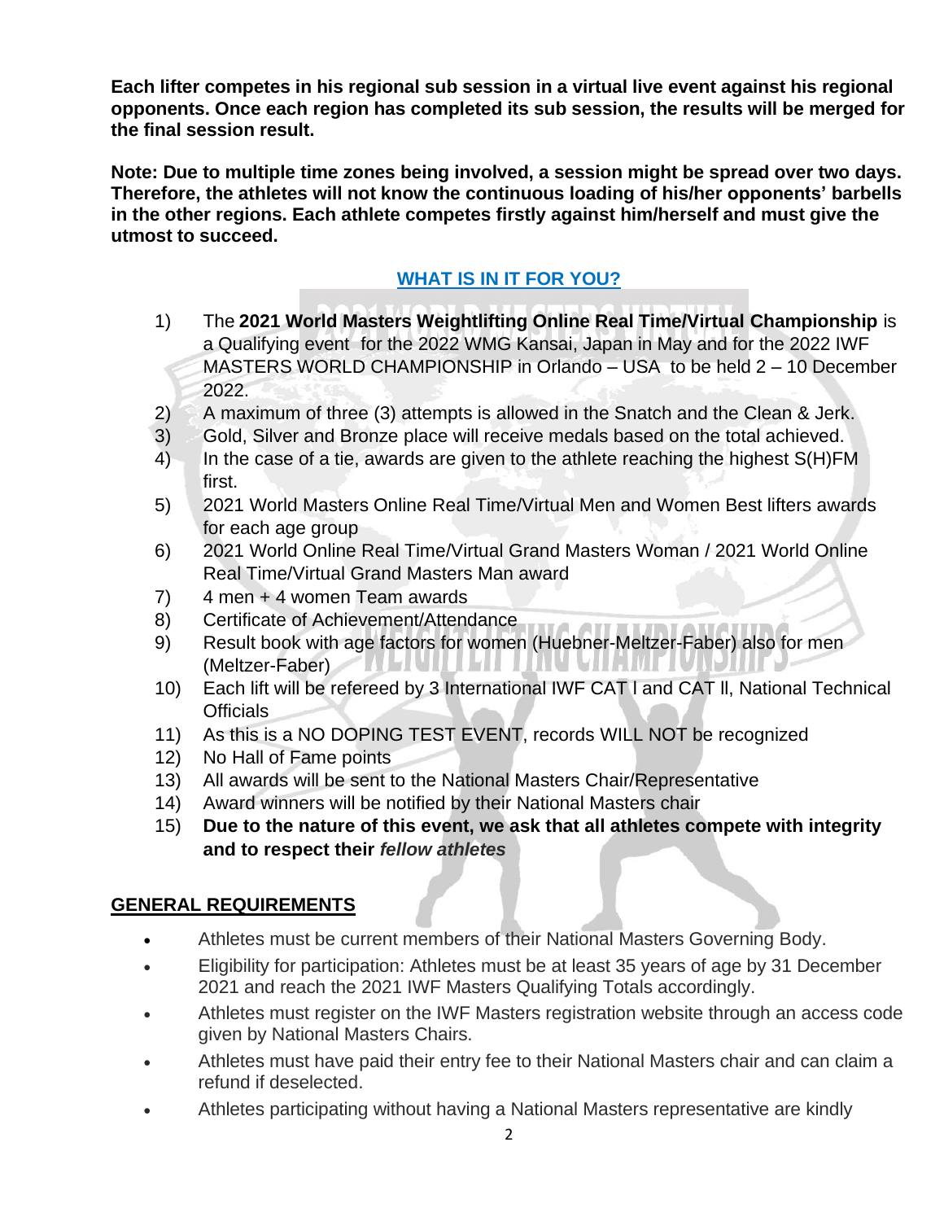**Each lifter competes in his regional sub session in a virtual live event against his regional opponents. Once each region has completed its sub session, the results will be merged for the final session result.**

**Note: Due to multiple time zones being involved, a session might be spread over two days. Therefore, the athletes will not know the continuous loading of his/her opponents' barbells in the other regions. Each athlete competes firstly against him/herself and must give the utmost to succeed.**

## WHAT IS IN IT FOR YOU?

1) The **2021 World Masters Weightlifting Online Real Time/Virtual Championship** is a Qualifying event for the 2022 WMG Kansai, Japan in May and for the 2022 IWF MASTERS WORLD CHAMPIONSHIP in Orlando – USA to be held 2 – 10 December 2022.
2) A maximum of three (3) attempts is allowed in the Snatch and the Clean & Jerk.
3) Gold, Silver and Bronze place will receive medals based on the total achieved.
4) In the case of a tie, awards are given to the athlete reaching the highest S(H)FM first.
5) 2021 World Masters Online Real Time/Virtual Men and Women Best lifters awards for each age group
6) 2021 World Online Real Time/Virtual Grand Masters Woman / 2021 World Online Real Time/Virtual Grand Masters Man award
7) 4 men + 4 women Team awards
8) Certificate of Achievement/Attendance
9) Result book with age factors for women (Huebner-Meltzer-Faber) also for men (Meltzer-Faber)
10) Each lift will be refereed by 3 International IWF CAT I and CAT II, National Technical Officials
11) As this is a NO DOPING TEST EVENT, records WILL NOT be recognized
12) No Hall of Fame points
13) All awards will be sent to the National Masters Chair/Representative
14) Award winners will be notified by their National Masters chair
15) **Due to the nature of this event, we ask that all athletes compete with integrity and to respect their *fellow athletes***

## GENERAL REQUIREMENTS

- Athletes must be current members of their National Masters Governing Body.
- Eligibility for participation: Athletes must be at least 35 years of age by 31 December 2021 and reach the 2021 IWF Masters Qualifying Totals accordingly.
- Athletes must register on the IWF Masters registration website through an access code given by National Masters Chairs.
- Athletes must have paid their entry fee to their National Masters chair and can claim a refund if deselected.
- Athletes participating without having a National Masters representative are kindly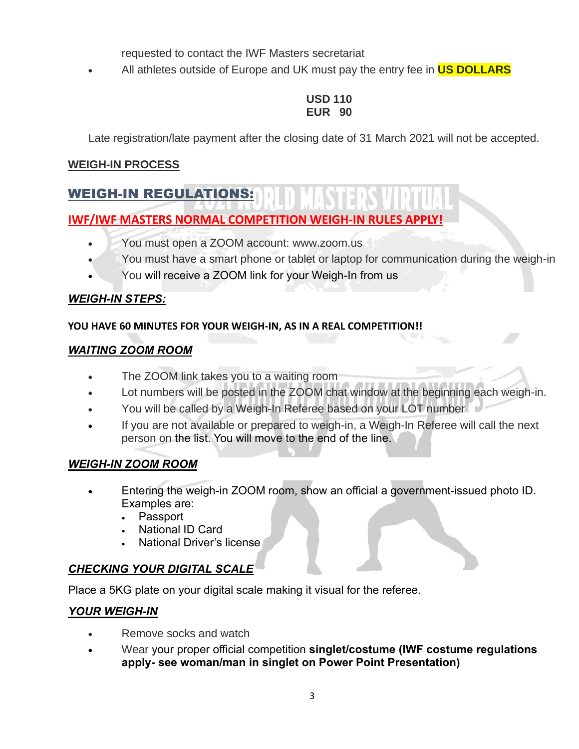requested to contact the IWF Masters secretariat

- All athletes outside of Europe and UK must pay the entry fee in **US DOLLARS**

**USD 110**
**EUR 90**

Late registration/late payment after the closing date of 31 March 2021 will not be accepted.

## WEIGH-IN PROCESS

## WEIGH-IN REGULATIONS:

**IWF/IWF MASTERS NORMAL COMPETITION WEIGH-IN RULES APPLY!**

- You must open a ZOOM account: www.zoom.us
- You must have a smart phone or tablet or laptop for communication during the weigh-in
- You will receive a ZOOM link for your Weigh-In from us

### *WEIGH-IN STEPS:*

**YOU HAVE 60 MINUTES FOR YOUR WEIGH-IN, AS IN A REAL COMPETITION!!**

### *WAITING ZOOM ROOM*

- The ZOOM link takes you to a waiting room
- Lot numbers will be posted in the ZOOM chat window at the beginning each weigh-in.
- You will be called by a Weigh-In Referee based on your LOT number
- If you are not available or prepared to weigh-in, a Weigh-In Referee will call the next person on the list. You will move to the end of the line.

### *WEIGH-IN ZOOM ROOM*

- Entering the weigh-in ZOOM room, show an official a government-issued photo ID. Examples are:
  - Passport
  - National ID Card
  - National Driver's license

### *CHECKING YOUR DIGITAL SCALE*

Place a 5KG plate on your digital scale making it visual for the referee.

### *YOUR WEIGH-IN*

- Remove socks and watch
- Wear your proper official competition **singlet/costume (IWF costume regulations apply- see woman/man in singlet on Power Point Presentation)**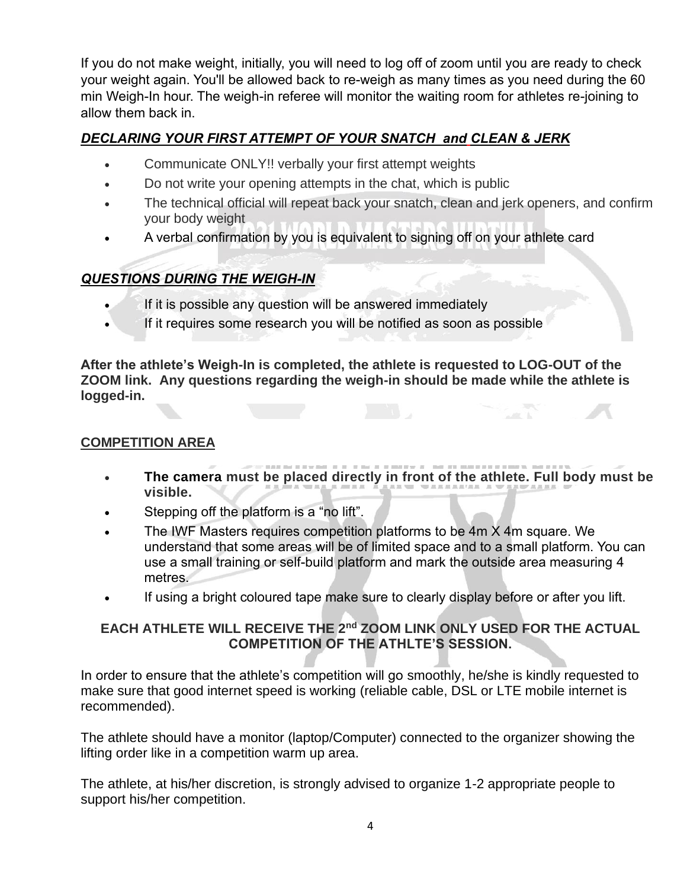If you do not make weight, initially, you will need to log off of zoom until you are ready to check your weight again. You'll be allowed back to re-weigh as many times as you need during the 60 min Weigh-In hour. The weigh-in referee will monitor the waiting room for athletes re-joining to allow them back in.

***DECLARING YOUR FIRST ATTEMPT OF YOUR SNATCH and CLEAN & JERK***

- Communicate ONLY!! verbally your first attempt weights
- Do not write your opening attempts in the chat, which is public
- The technical official will repeat back your snatch, clean and jerk openers, and confirm your body weight
- A verbal confirmation by you is equivalent to signing off on your athlete card

***QUESTIONS DURING THE WEIGH-IN***

- If it is possible any question will be answered immediately
- If it requires some research you will be notified as soon as possible

**After the athlete's Weigh-In is completed, the athlete is requested to LOG-OUT of the ZOOM link. Any questions regarding the weigh-in should be made while the athlete is logged-in.**

**COMPETITION AREA**

- **The camera must be placed directly in front of the athlete. Full body must be visible.**
- Stepping off the platform is a "no lift".
- The IWF Masters requires competition platforms to be 4m X 4m square. We understand that some areas will be of limited space and to a small platform. You can use a small training or self-build platform and mark the outside area measuring 4 metres.
- If using a bright coloured tape make sure to clearly display before or after you lift.

**EACH ATHLETE WILL RECEIVE THE 2nd ZOOM LINK ONLY USED FOR THE ACTUAL COMPETITION OF THE ATHLTE'S SESSION.**

In order to ensure that the athlete's competition will go smoothly, he/she is kindly requested to make sure that good internet speed is working (reliable cable, DSL or LTE mobile internet is recommended).

The athlete should have a monitor (laptop/Computer) connected to the organizer showing the lifting order like in a competition warm up area.

The athlete, at his/her discretion, is strongly advised to organize 1-2 appropriate people to support his/her competition.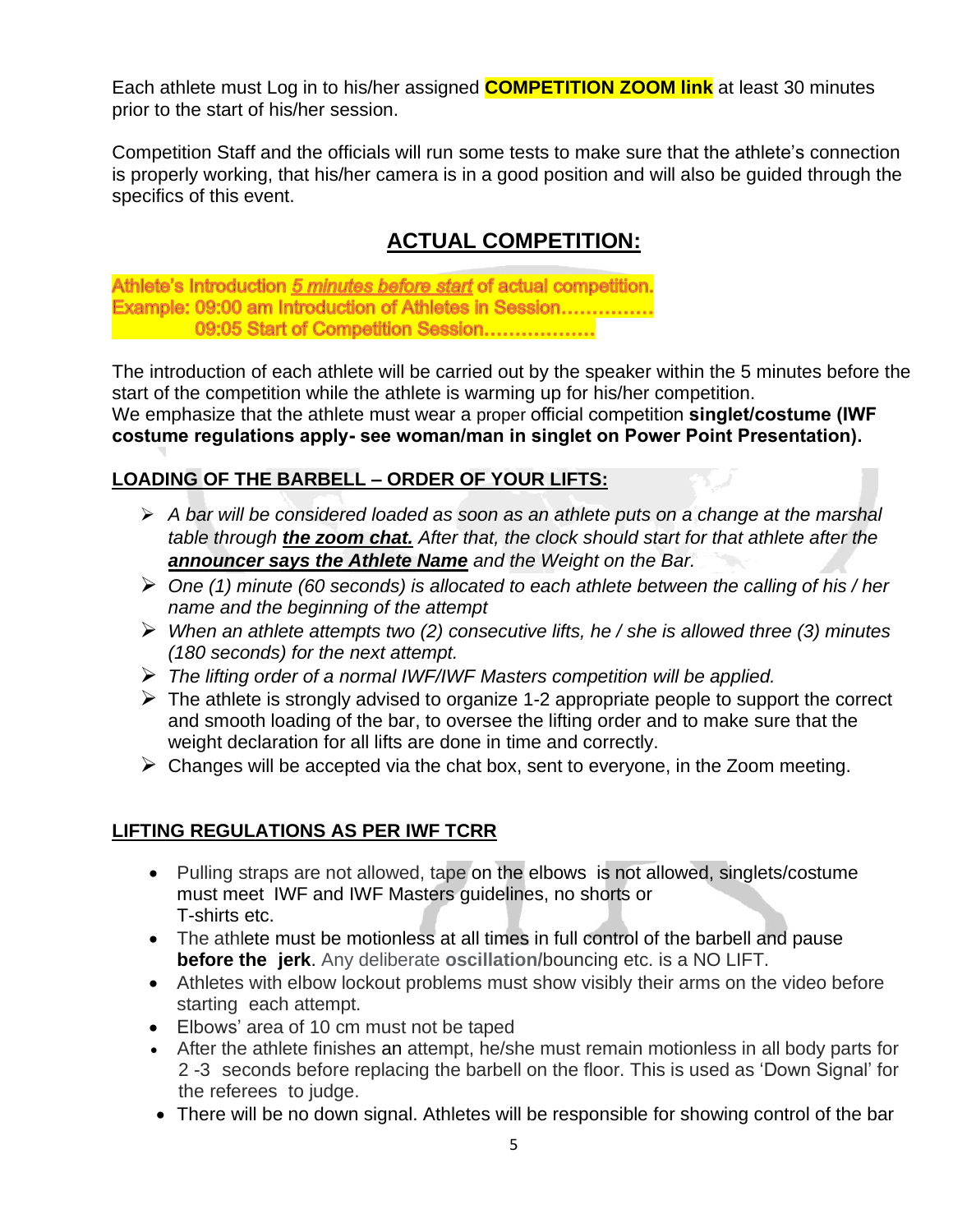Each athlete must Log in to his/her assigned **COMPETITION ZOOM link** at least 30 minutes prior to the start of his/her session.

Competition Staff and the officials will run some tests to make sure that the athlete's connection is properly working, that his/her camera is in a good position and will also be guided through the specifics of this event.

## ACTUAL COMPETITION:

**Athlete's Introduction *5 minutes before start* of actual competition.**
**Example: 09:00 am Introduction of Athletes in Session...............**
**09:05 Start of Competition Session..................**

The introduction of each athlete will be carried out by the speaker within the 5 minutes before the start of the competition while the athlete is warming up for his/her competition.
We emphasize that the athlete must wear a proper official competition **singlet/costume (IWF costume regulations apply- see woman/man in singlet on Power Point Presentation).**

### LOADING OF THE BARBELL – ORDER OF YOUR LIFTS:

- *A bar will be considered loaded as soon as an athlete puts on a change at the marshal table through **the zoom chat.** After that, the clock should start for that athlete after the **announcer says the Athlete Name** and the Weight on the Bar.*
- *One (1) minute (60 seconds) is allocated to each athlete between the calling of his / her name and the beginning of the attempt*
- *When an athlete attempts two (2) consecutive lifts, he / she is allowed three (3) minutes (180 seconds) for the next attempt.*
- *The lifting order of a normal IWF/IWF Masters competition will be applied.*
- The athlete is strongly advised to organize 1-2 appropriate people to support the correct and smooth loading of the bar, to oversee the lifting order and to make sure that the weight declaration for all lifts are done in time and correctly.
- Changes will be accepted via the chat box, sent to everyone, in the Zoom meeting.

### LIFTING REGULATIONS AS PER IWF TCRR

- Pulling straps are not allowed, tape on the elbows is not allowed, singlets/costume must meet IWF and IWF Masters guidelines, no shorts or T-shirts etc.
- The athlete must be motionless at all times in full control of the barbell and pause **before the jerk**. Any deliberate **oscillation/**bouncing etc. is a NO LIFT.
- Athletes with elbow lockout problems must show visibly their arms on the video before starting each attempt.
- Elbows' area of 10 cm must not be taped
- After the athlete finishes an attempt, he/she must remain motionless in all body parts for 2 -3 seconds before replacing the barbell on the floor. This is used as 'Down Signal' for the referees to judge.
- There will be no down signal. Athletes will be responsible for showing control of the bar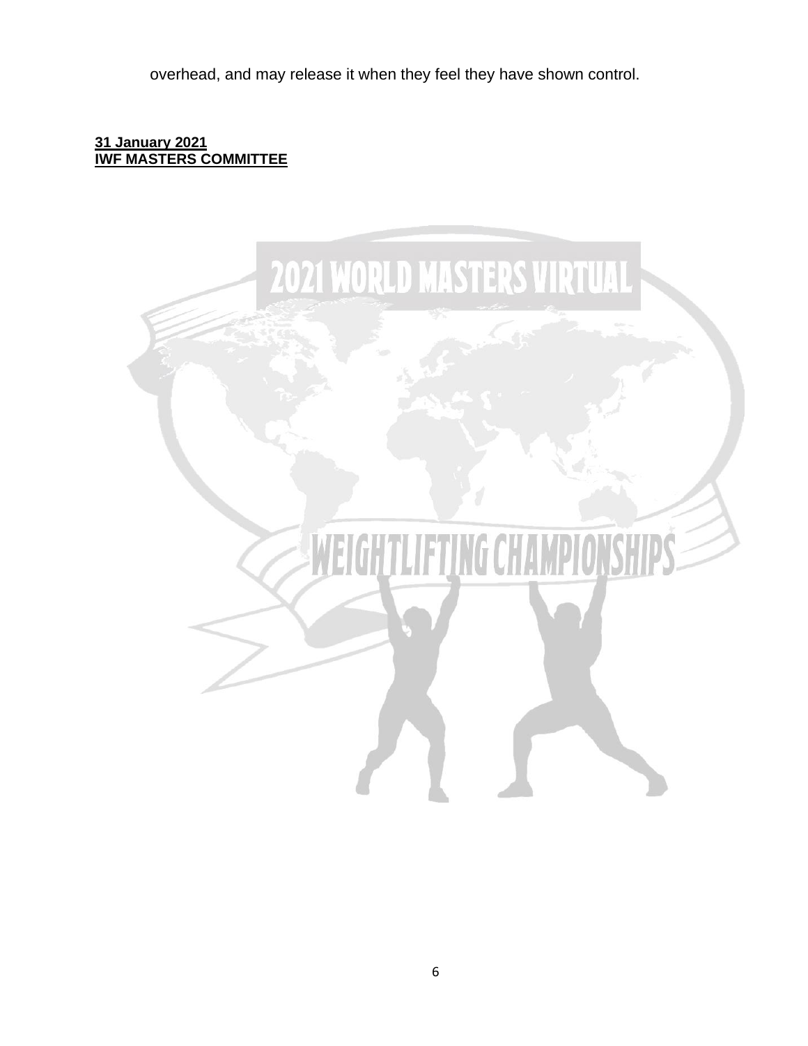overhead, and may release it when they feel they have shown control.

**31 January 2021**
**IWF MASTERS COMMITTEE**